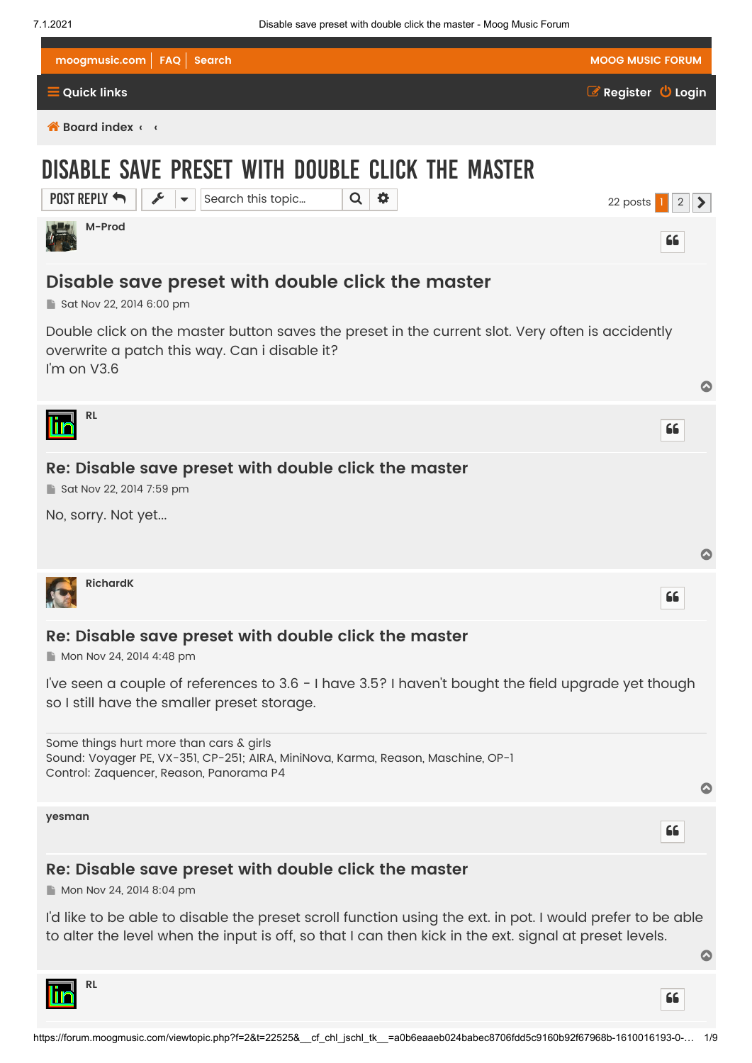# DISABLE SAVE PRESET WITH DOUBLE CLICK THE MASTER

22 posts

**M-Prod**

## Disable save preset with double click the master

Sat Nov 22, 2014 6:00 pm

Double click on the master button saves the preset in the current slot. Very often is accidently overwrite a patch this way. Can i disable it?
I'm on V3.6

**RL**

## Re: Disable save preset with double click the master

Sat Nov 22, 2014 7:59 pm

No, sorry. Not yet...

**RichardK**

## Re: Disable save preset with double click the master

Mon Nov 24, 2014 4:48 pm

I've seen a couple of references to 3.6 - I have 3.5? I haven't bought the field upgrade yet though so I still have the smaller preset storage.

---

Some things hurt more than cars & girls
Sound: Voyager PE, VX-351, CP-251; AIRA, MiniNova, Karma, Reason, Maschine, OP-1
Control: Zaquencer, Reason, Panorama P4

**yesman**

## Re: Disable save preset with double click the master

Mon Nov 24, 2014 8:04 pm

I'd like to be able to disable the preset scroll function using the ext. in pot. I would prefer to be able to alter the level when the input is off, so that I can then kick in the ext. signal at preset levels.

**RL**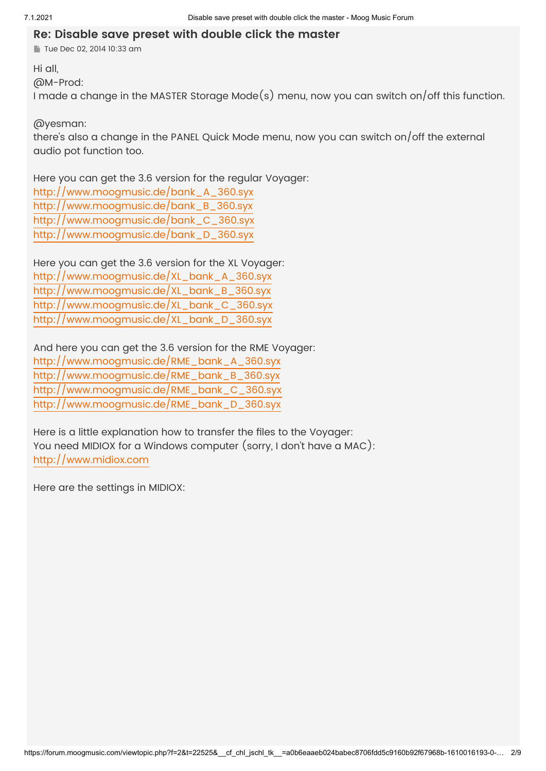## Re: Disable save preset with double click the master

Tue Dec 02, 2014 10:33 am

Hi all,
@M-Prod:
I made a change in the MASTER Storage Mode(s) menu, now you can switch on/off this function.

@yesman:
there's also a change in the PANEL Quick Mode menu, now you can switch on/off the external audio pot function too.

Here you can get the 3.6 version for the regular Voyager:
http://www.moogmusic.de/bank_A_360.syx
http://www.moogmusic.de/bank_B_360.syx
http://www.moogmusic.de/bank_C_360.syx
http://www.moogmusic.de/bank_D_360.syx

Here you can get the 3.6 version for the XL Voyager:
http://www.moogmusic.de/XL_bank_A_360.syx
http://www.moogmusic.de/XL_bank_B_360.syx
http://www.moogmusic.de/XL_bank_C_360.syx
http://www.moogmusic.de/XL_bank_D_360.syx

And here you can get the 3.6 version for the RME Voyager:
http://www.moogmusic.de/RME_bank_A_360.syx
http://www.moogmusic.de/RME_bank_B_360.syx
http://www.moogmusic.de/RME_bank_C_360.syx
http://www.moogmusic.de/RME_bank_D_360.syx

Here is a little explanation how to transfer the files to the Voyager:
You need MIDIOX for a Windows computer (sorry, I don't have a MAC):
http://www.midiox.com

Here are the settings in MIDIOX: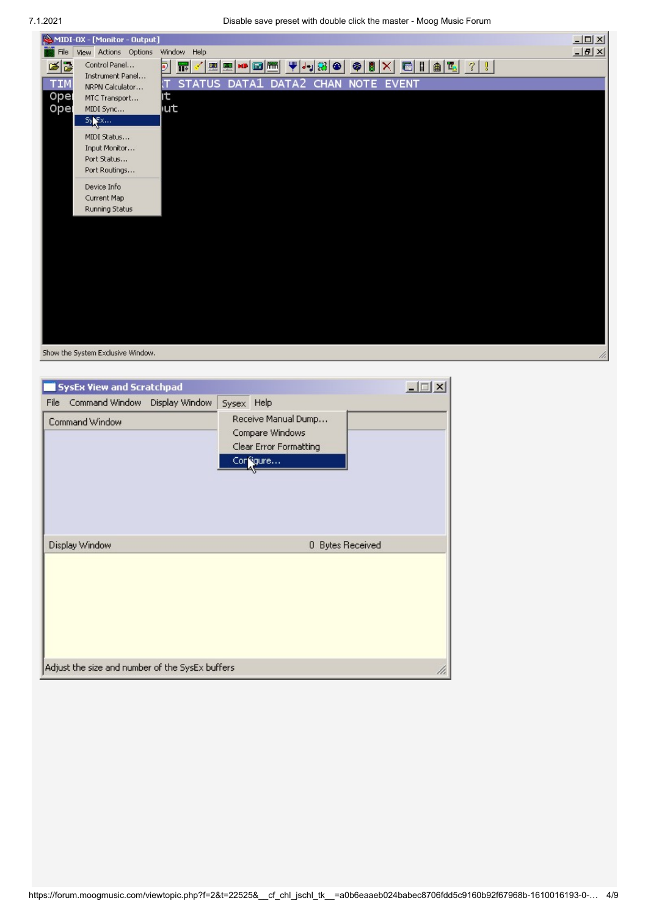MIDI-OX - [Monitor - Output]

File View Actions Options Window Help

- Control Panel...
- Instrument Panel...
- NRPN Calculator...
- MTC Transport...
- MIDI Sync...
- SysEx...
- MIDI Status...
- Input Monitor...
- Port Status...
- Port Routings...
- Device Info
- Current Map
- Running Status

TIM... STATUS DATA1 DATA2 CHAN NOTE EVENT

Show the System Exclusive Window.

SysEx View and Scratchpad

File Command Window Display Window Sysex Help

Command Window

- Receive Manual Dump...
- Compare Windows
- Clear Error Formatting
- Configure...

Display Window 0 Bytes Received

Adjust the size and number of the SysEx buffers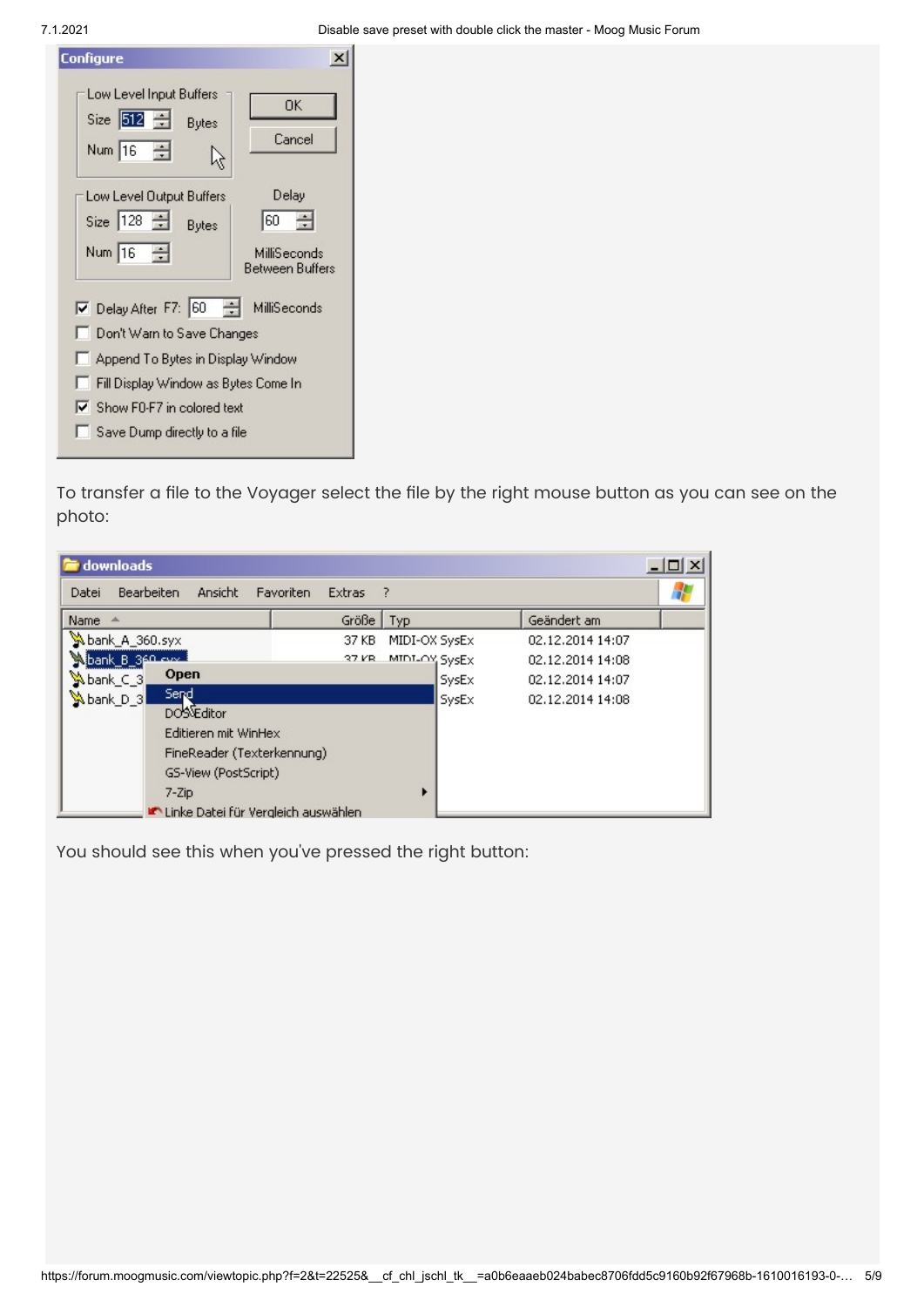To transfer a file to the Voyager select the file by the right mouse button as you can see on the photo:

You should see this when you've pressed the right button: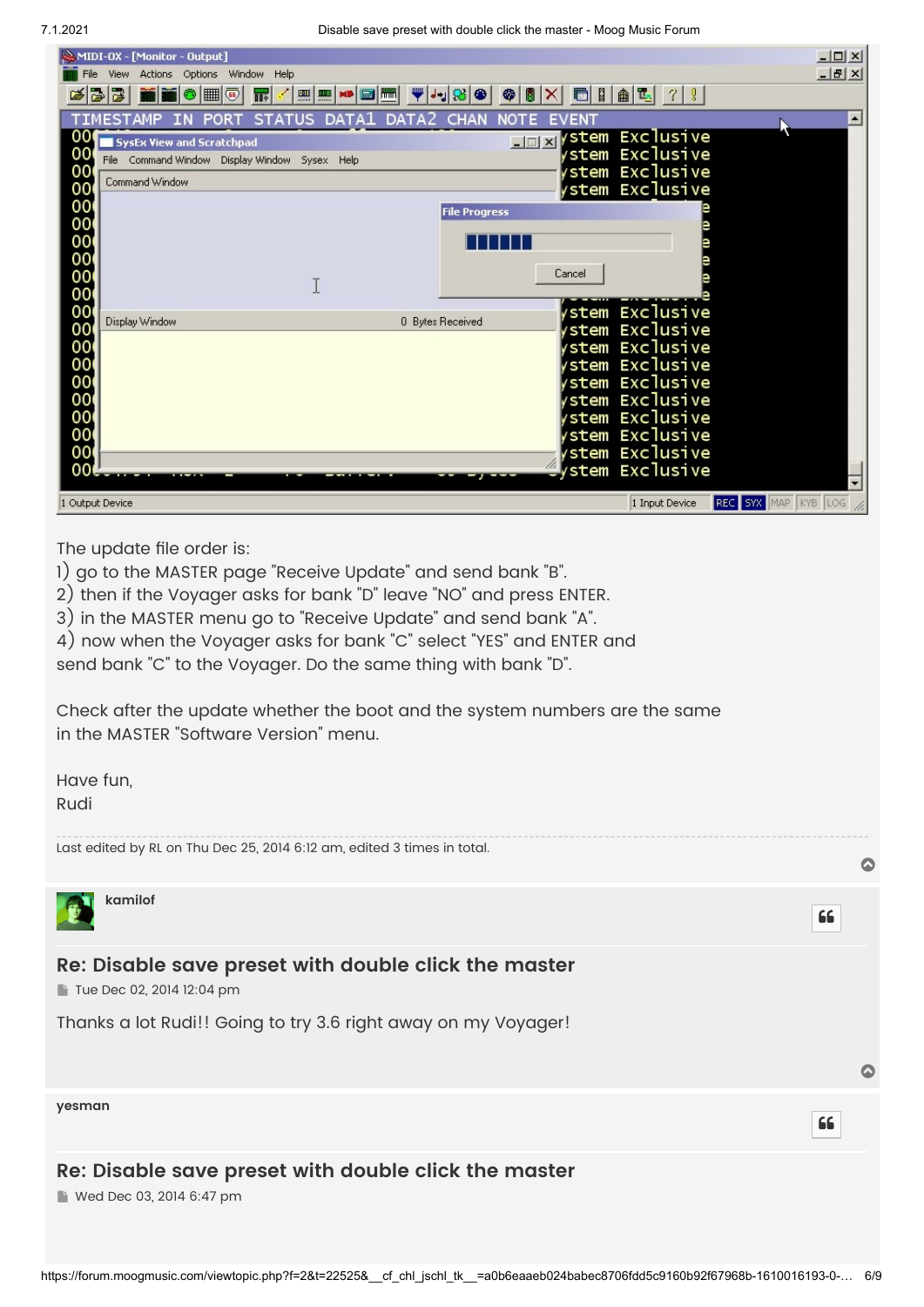The update file order is:
1) go to the MASTER page "Receive Update" and send bank "B".
2) then if the Voyager asks for bank "D" leave "NO" and press ENTER.
3) in the MASTER menu go to "Receive Update" and send bank "A".
4) now when the Voyager asks for bank "C" select "YES" and ENTER and send bank "C" to the Voyager. Do the same thing with bank "D".

Check after the update whether the boot and the system numbers are the same in the MASTER "Software Version" menu.

Have fun,
Rudi

Last edited by RL on Thu Dec 25, 2014 6:12 am, edited 3 times in total.

**kamilof**

## Re: Disable save preset with double click the master

Tue Dec 02, 2014 12:04 pm

Thanks a lot Rudi!! Going to try 3.6 right away on my Voyager!

**yesman**

## Re: Disable save preset with double click the master

Wed Dec 03, 2014 6:47 pm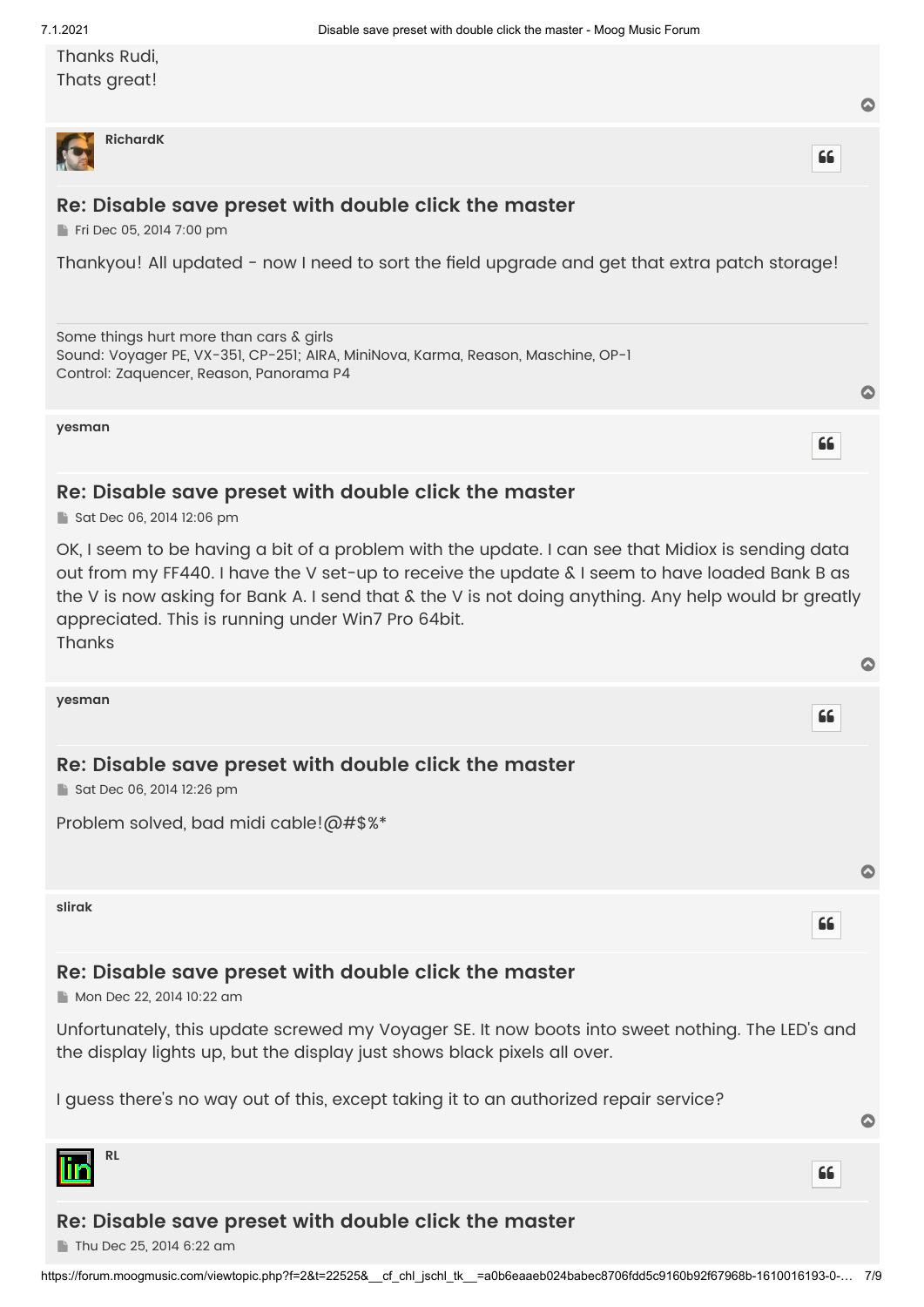Thanks Rudi,
Thats great!

**RichardK**

## Re: Disable save preset with double click the master

Fri Dec 05, 2014 7:00 pm

Thankyou! All updated - now I need to sort the field upgrade and get that extra patch storage!

---

Some things hurt more than cars & girls
Sound: Voyager PE, VX-351, CP-251; AIRA, MiniNova, Karma, Reason, Maschine, OP-1
Control: Zaquencer, Reason, Panorama P4

**yesman**

## Re: Disable save preset with double click the master

Sat Dec 06, 2014 12:06 pm

OK, I seem to be having a bit of a problem with the update. I can see that Midiox is sending data out from my FF440. I have the V set-up to receive the update & I seem to have loaded Bank B as the V is now asking for Bank A. I send that & the V is not doing anything. Any help would br greatly appreciated. This is running under Win7 Pro 64bit.
Thanks

**yesman**

## Re: Disable save preset with double click the master

Sat Dec 06, 2014 12:26 pm

Problem solved, bad midi cable!@#$%*

**slirak**

## Re: Disable save preset with double click the master

Mon Dec 22, 2014 10:22 am

Unfortunately, this update screwed my Voyager SE. It now boots into sweet nothing. The LED's and the display lights up, but the display just shows black pixels all over.

I guess there's no way out of this, except taking it to an authorized repair service?

**RL**

## Re: Disable save preset with double click the master

Thu Dec 25, 2014 6:22 am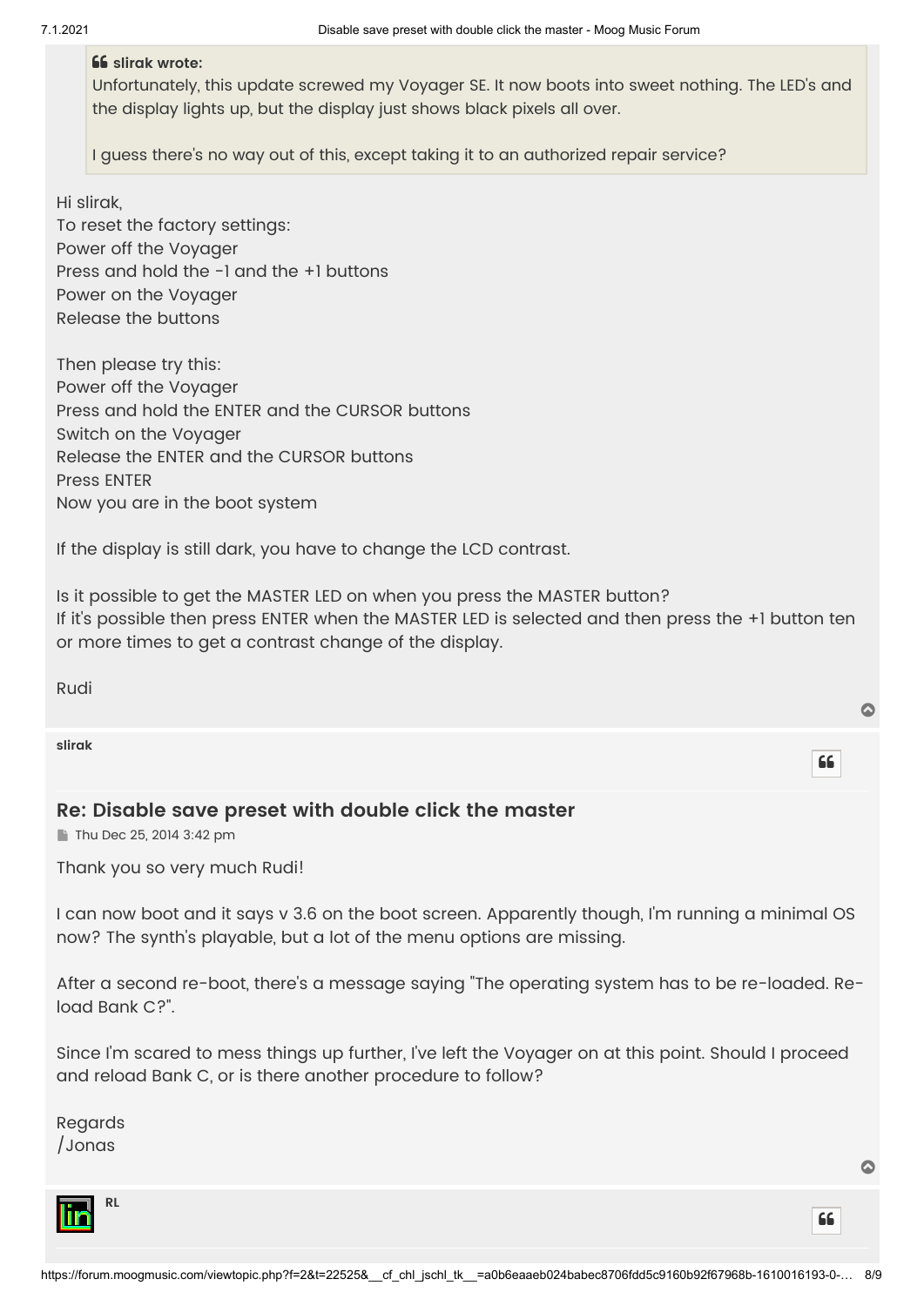> **slirak wrote:**
> Unfortunately, this update screwed my Voyager SE. It now boots into sweet nothing. The LED's and the display lights up, but the display just shows black pixels all over.
>
> I guess there's no way out of this, except taking it to an authorized repair service?

Hi slirak,
To reset the factory settings:
Power off the Voyager
Press and hold the -1 and the +1 buttons
Power on the Voyager
Release the buttons

Then please try this:
Power off the Voyager
Press and hold the ENTER and the CURSOR buttons
Switch on the Voyager
Release the ENTER and the CURSOR buttons
Press ENTER
Now you are in the boot system

If the display is still dark, you have to change the LCD contrast.

Is it possible to get the MASTER LED on when you press the MASTER button?
If it's possible then press ENTER when the MASTER LED is selected and then press the +1 button ten or more times to get a contrast change of the display.

Rudi

**slirak**

## Re: Disable save preset with double click the master

Thu Dec 25, 2014 3:42 pm

Thank you so very much Rudi!

I can now boot and it says v 3.6 on the boot screen. Apparently though, I'm running a minimal OS now? The synth's playable, but a lot of the menu options are missing.

After a second re-boot, there's a message saying "The operating system has to be re-loaded. Re-load Bank C?".

Since I'm scared to mess things up further, I've left the Voyager on at this point. Should I proceed and reload Bank C, or is there another procedure to follow?

Regards
/Jonas

**RL**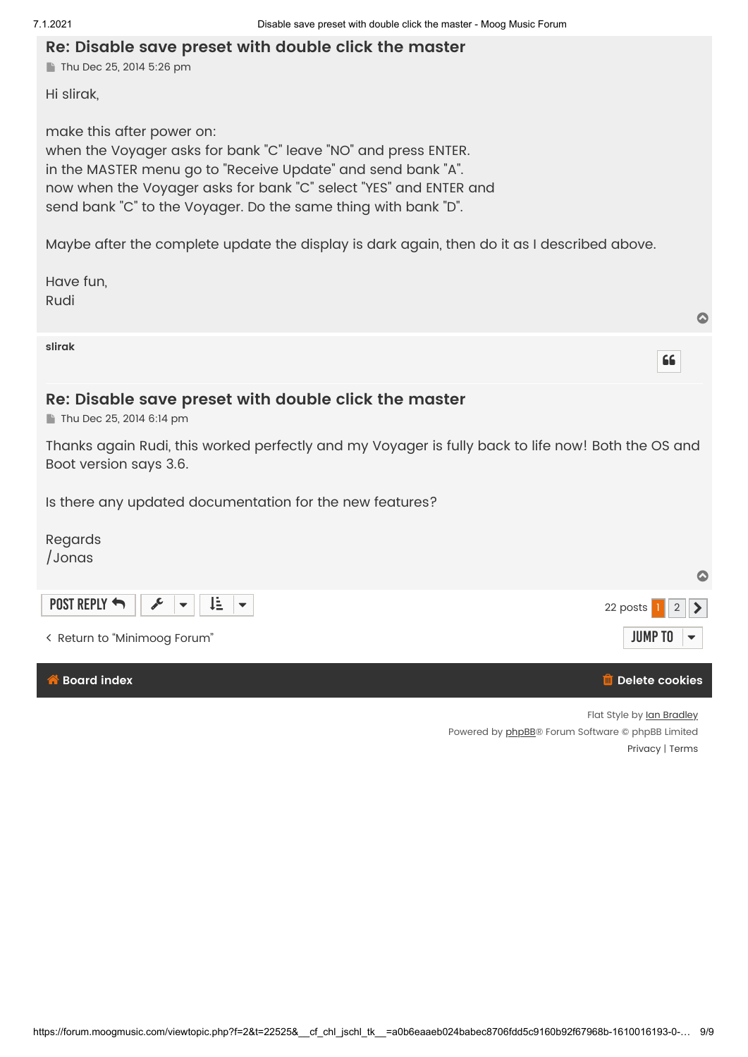## Re: Disable save preset with double click the master

Thu Dec 25, 2014 5:26 pm

Hi slirak,

make this after power on:
when the Voyager asks for bank "C" leave "NO" and press ENTER.
in the MASTER menu go to "Receive Update" and send bank "A".
now when the Voyager asks for bank "C" select "YES" and ENTER and
send bank "C" to the Voyager. Do the same thing with bank "D".

Maybe after the complete update the display is dark again, then do it as I described above.

Have fun,
Rudi

**slirak**

## Re: Disable save preset with double click the master

Thu Dec 25, 2014 6:14 pm

Thanks again Rudi, this worked perfectly and my Voyager is fully back to life now! Both the OS and Boot version says 3.6.

Is there any updated documentation for the new features?

Regards
/Jonas

POST REPLY

22 posts 1 2

Return to "Minimoog Forum"

JUMP TO

Board index

Delete cookies

Flat Style by Ian Bradley
Powered by phpBB® Forum Software © phpBB Limited
Privacy | Terms